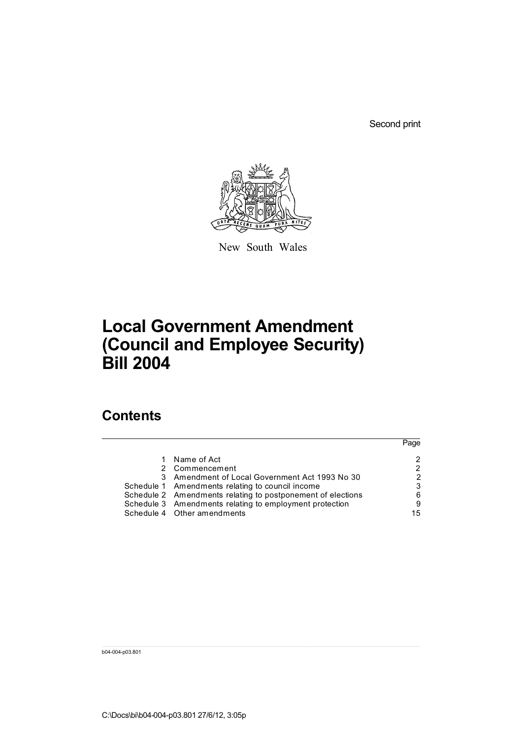Second print

New South Wales

# Local Government Amendment (Council and Employee Security) Bill 2004

## Contents

| | | Page |
|---|---|---|
| 1 | Name of Act | 2 |
| 2 | Commencement | 2 |
| 3 | Amendment of Local Government Act 1993 No 30 | 2 |
| Schedule 1 | Amendments relating to council income | 3 |
| Schedule 2 | Amendments relating to postponement of elections | 6 |
| Schedule 3 | Amendments relating to employment protection | 9 |
| Schedule 4 | Other amendments | 15 |

b04-004-p03.801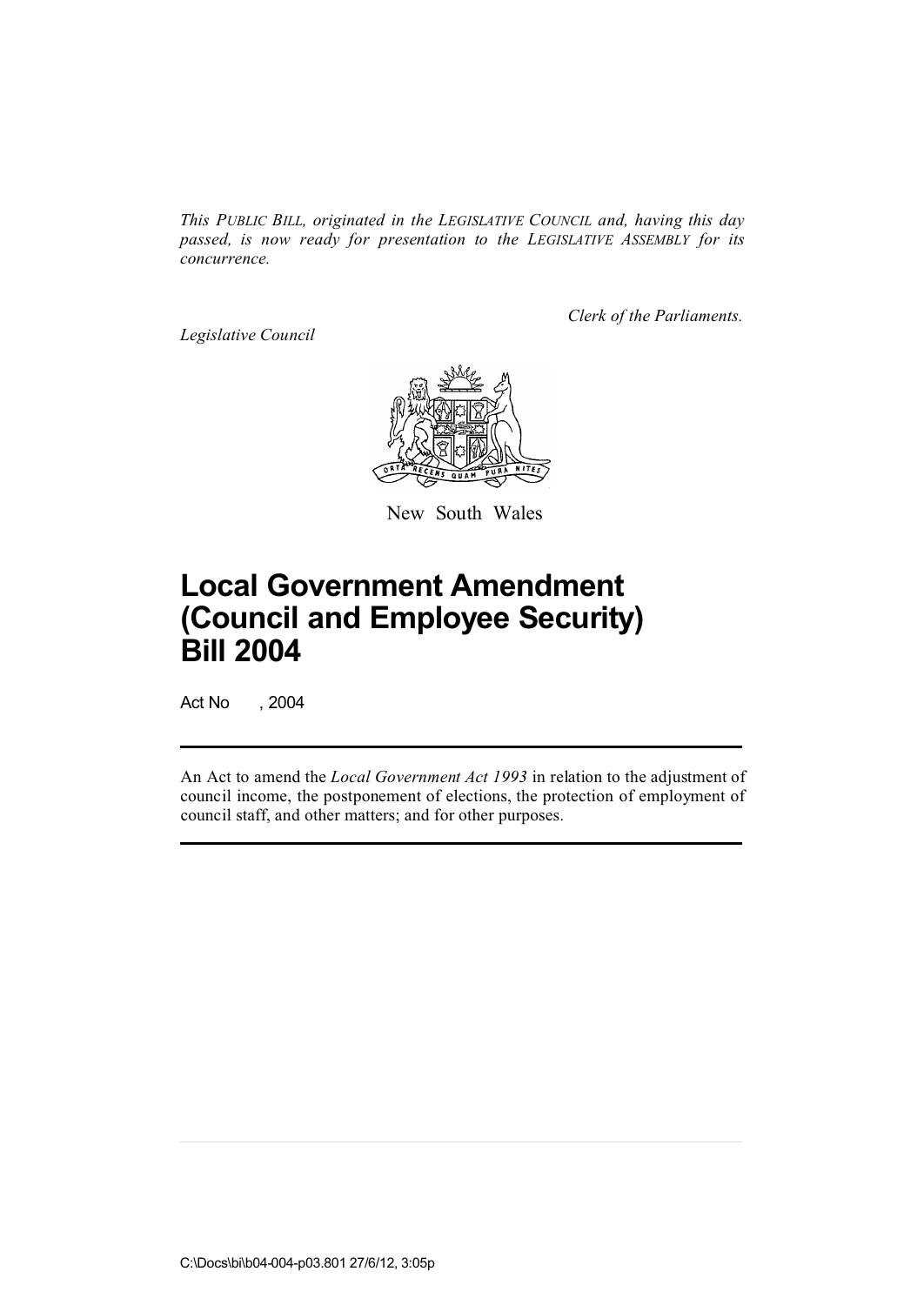*This PUBLIC BILL, originated in the LEGISLATIVE COUNCIL and, having this day passed, is now ready for presentation to the LEGISLATIVE ASSEMBLY for its concurrence.*

*Clerk of the Parliaments.*

*Legislative Council*

New South Wales

# Local Government Amendment (Council and Employee Security) Bill 2004

Act No , 2004

An Act to amend the *Local Government Act 1993* in relation to the adjustment of council income, the postponement of elections, the protection of employment of council staff, and other matters; and for other purposes.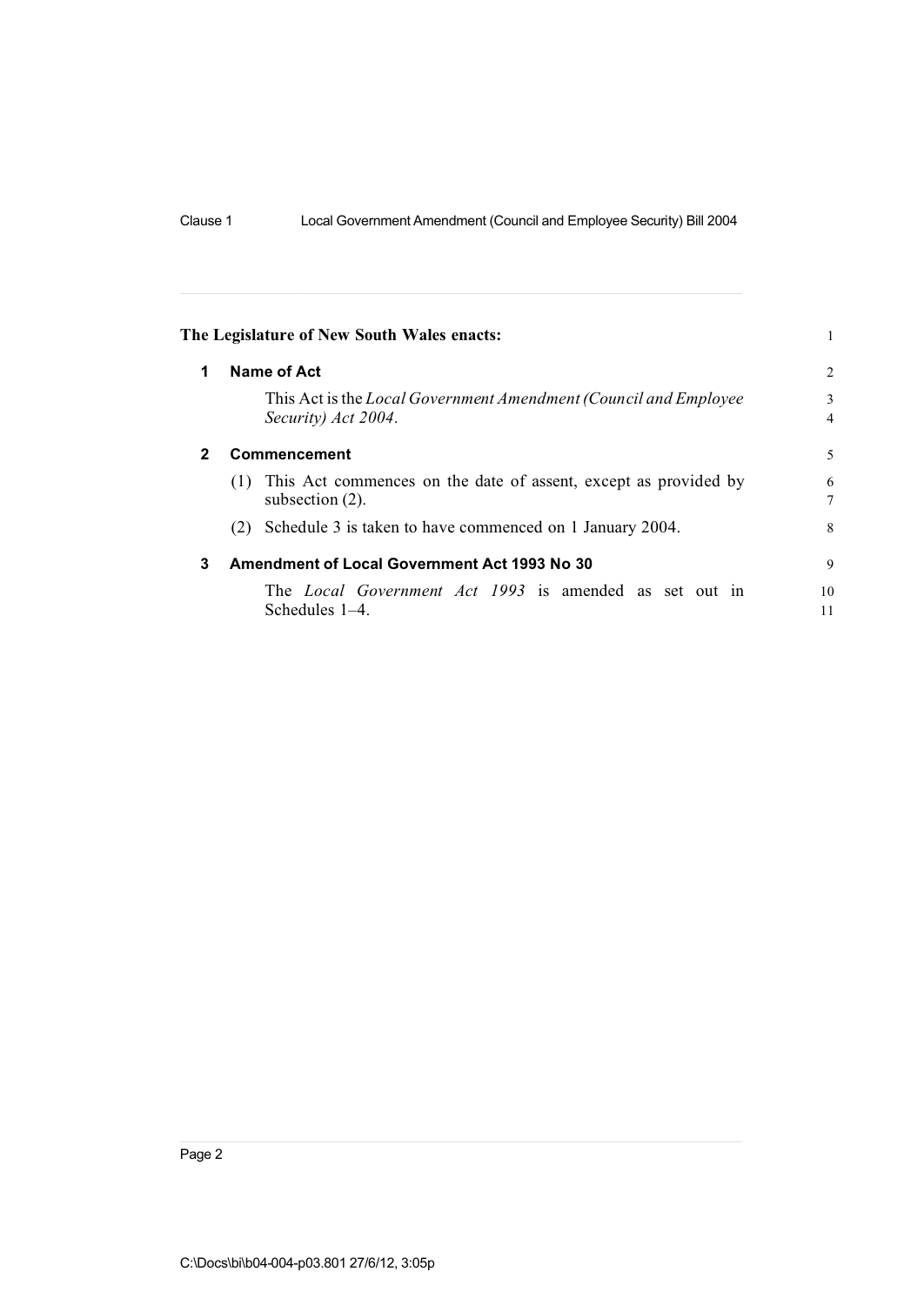The Legislature of New South Wales enacts:

## 1 Name of Act

This Act is the *Local Government Amendment (Council and Employee Security) Act 2004*.

## 2 Commencement

(1) This Act commences on the date of assent, except as provided by subsection (2).

(2) Schedule 3 is taken to have commenced on 1 January 2004.

## 3 Amendment of Local Government Act 1993 No 30

The *Local Government Act 1993* is amended as set out in Schedules 1–4.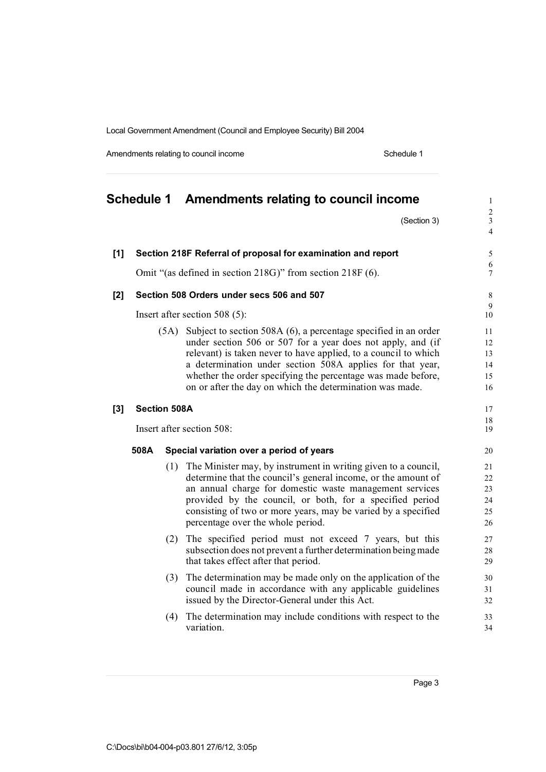# Schedule 1 Amendments relating to council income

(Section 3)

**[1] Section 218F Referral of proposal for examination and report**

Omit "(as defined in section 218G)" from section 218F (6).

**[2] Section 508 Orders under secs 506 and 507**

Insert after section 508 (5):

(5A) Subject to section 508A (6), a percentage specified in an order under section 506 or 507 for a year does not apply, and (if relevant) is taken never to have applied, to a council to which a determination under section 508A applies for that year, whether the order specifying the percentage was made before, on or after the day on which the determination was made.

**[3] Section 508A**

Insert after section 508:

**508A Special variation over a period of years**

(1) The Minister may, by instrument in writing given to a council, determine that the council's general income, or the amount of an annual charge for domestic waste management services provided by the council, or both, for a specified period consisting of two or more years, may be varied by a specified percentage over the whole period.

(2) The specified period must not exceed 7 years, but this subsection does not prevent a further determination being made that takes effect after that period.

(3) The determination may be made only on the application of the council made in accordance with any applicable guidelines issued by the Director-General under this Act.

(4) The determination may include conditions with respect to the variation.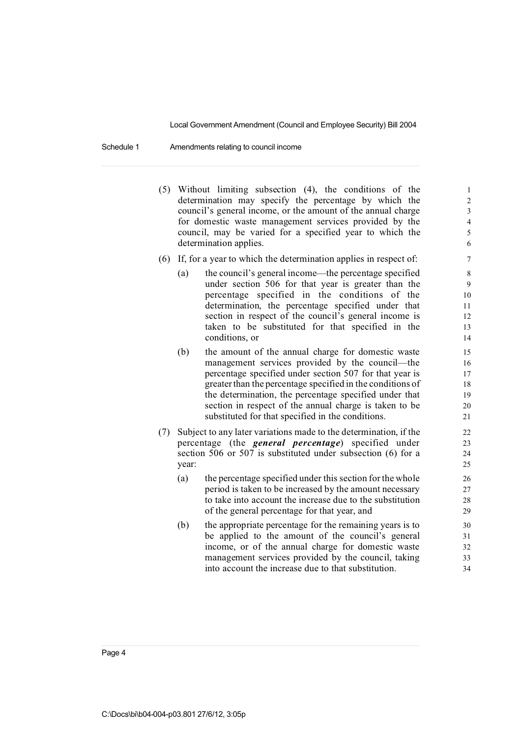(5) Without limiting subsection (4), the conditions of the determination may specify the percentage by which the council's general income, or the amount of the annual charge for domestic waste management services provided by the council, may be varied for a specified year to which the determination applies.

(6) If, for a year to which the determination applies in respect of:

   (a) the council's general income—the percentage specified under section 506 for that year is greater than the percentage specified in the conditions of the determination, the percentage specified under that section in respect of the council's general income is taken to be substituted for that specified in the conditions, or

   (b) the amount of the annual charge for domestic waste management services provided by the council—the percentage specified under section 507 for that year is greater than the percentage specified in the conditions of the determination, the percentage specified under that section in respect of the annual charge is taken to be substituted for that specified in the conditions.

(7) Subject to any later variations made to the determination, if the percentage (the ***general percentage***) specified under section 506 or 507 is substituted under subsection (6) for a year:

   (a) the percentage specified under this section for the whole period is taken to be increased by the amount necessary to take into account the increase due to the substitution of the general percentage for that year, and

   (b) the appropriate percentage for the remaining years is to be applied to the amount of the council's general income, or of the annual charge for domestic waste management services provided by the council, taking into account the increase due to that substitution.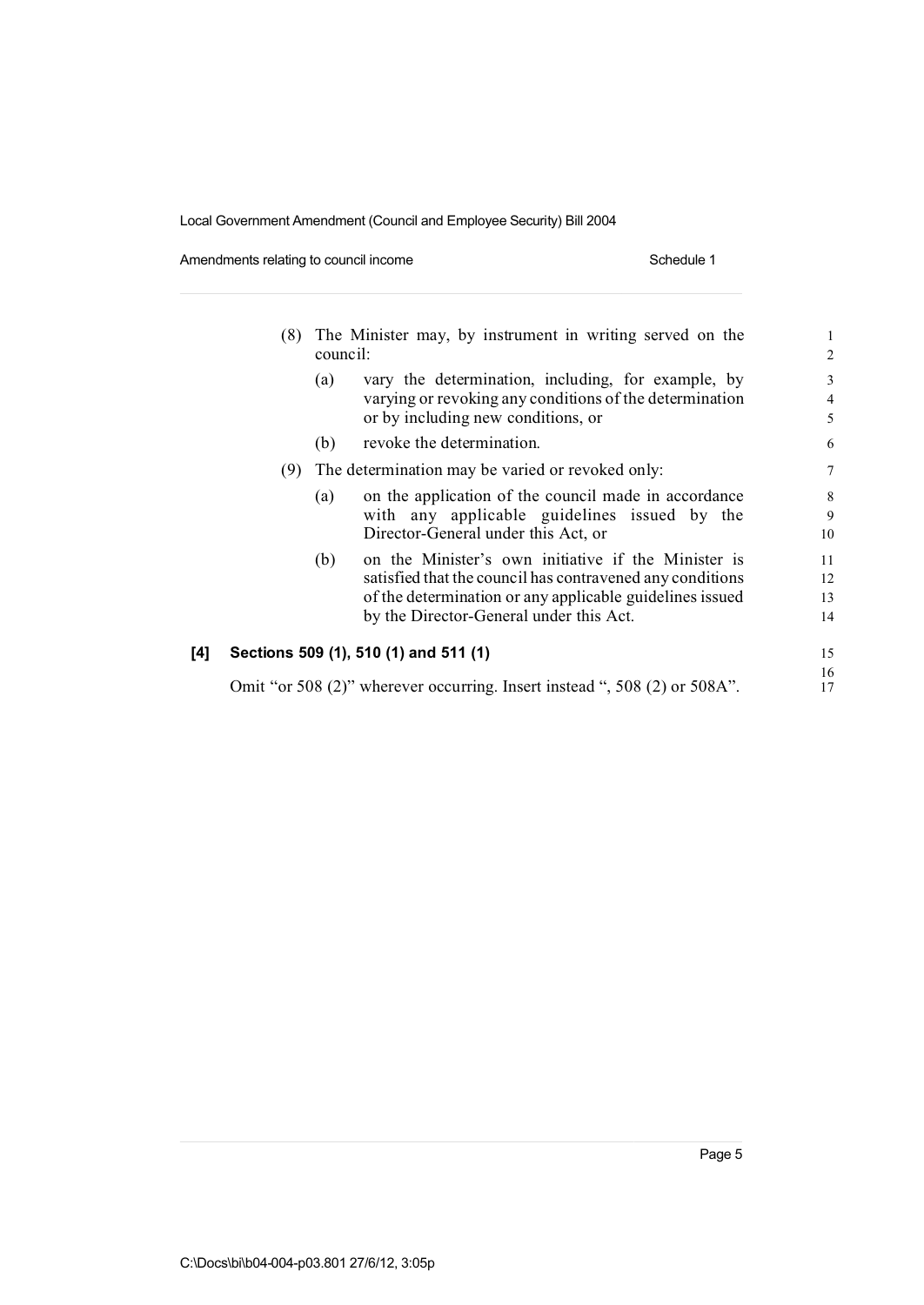(8) The Minister may, by instrument in writing served on the council:

(a) vary the determination, including, for example, by varying or revoking any conditions of the determination or by including new conditions, or

(b) revoke the determination.

(9) The determination may be varied or revoked only:

(a) on the application of the council made in accordance with any applicable guidelines issued by the Director-General under this Act, or

(b) on the Minister's own initiative if the Minister is satisfied that the council has contravened any conditions of the determination or any applicable guidelines issued by the Director-General under this Act.

**[4] Sections 509 (1), 510 (1) and 511 (1)**

Omit "or 508 (2)" wherever occurring. Insert instead ", 508 (2) or 508A".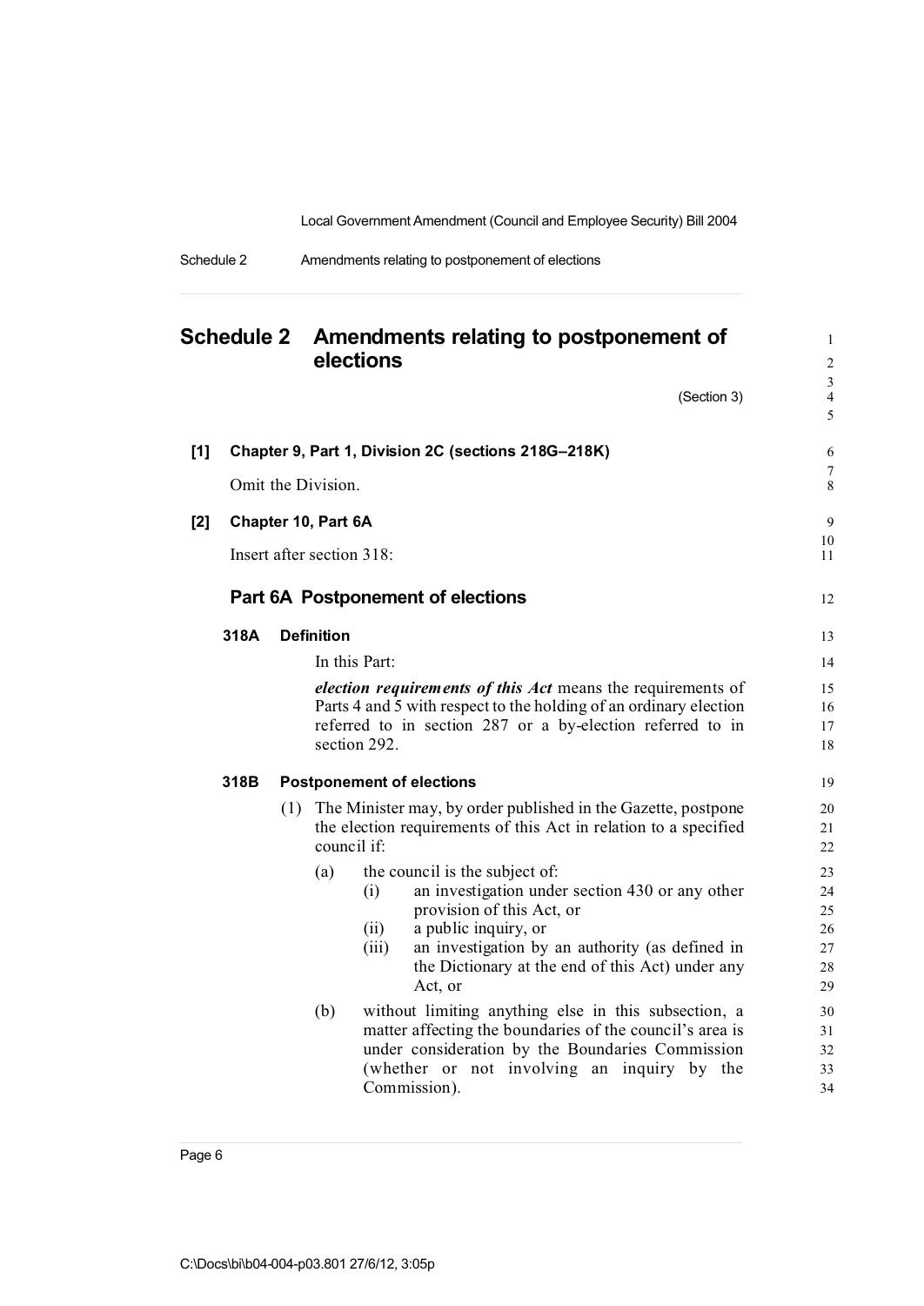## Schedule 2 Amendments relating to postponement of elections

(Section 3)

**[1] Chapter 9, Part 1, Division 2C (sections 218G–218K)**

Omit the Division.

**[2] Chapter 10, Part 6A**

Insert after section 318:

### Part 6A Postponement of elections

**318A Definition**

In this Part:

***election requirements of this Act*** means the requirements of Parts 4 and 5 with respect to the holding of an ordinary election referred to in section 287 or a by-election referred to in section 292.

**318B Postponement of elections**

(1) The Minister may, by order published in the Gazette, postpone the election requirements of this Act in relation to a specified council if:

- (a) the council is the subject of:
  - (i) an investigation under section 430 or any other provision of this Act, or
  - (ii) a public inquiry, or
  - (iii) an investigation by an authority (as defined in the Dictionary at the end of this Act) under any Act, or
- (b) without limiting anything else in this subsection, a matter affecting the boundaries of the council's area is under consideration by the Boundaries Commission (whether or not involving an inquiry by the Commission).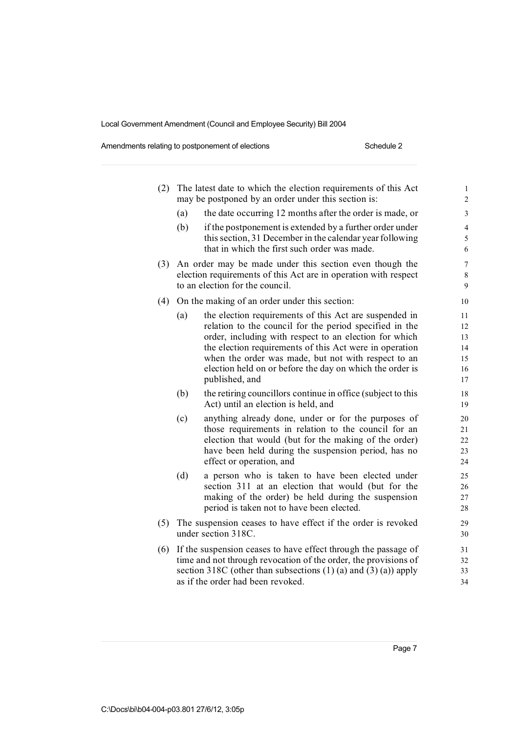(2) The latest date to which the election requirements of this Act may be postponed by an order under this section is:

  (a) the date occurring 12 months after the order is made, or

  (b) if the postponement is extended by a further order under this section, 31 December in the calendar year following that in which the first such order was made.

(3) An order may be made under this section even though the election requirements of this Act are in operation with respect to an election for the council.

(4) On the making of an order under this section:

  (a) the election requirements of this Act are suspended in relation to the council for the period specified in the order, including with respect to an election for which the election requirements of this Act were in operation when the order was made, but not with respect to an election held on or before the day on which the order is published, and

  (b) the retiring councillors continue in office (subject to this Act) until an election is held, and

  (c) anything already done, under or for the purposes of those requirements in relation to the council for an election that would (but for the making of the order) have been held during the suspension period, has no effect or operation, and

  (d) a person who is taken to have been elected under section 311 at an election that would (but for the making of the order) be held during the suspension period is taken not to have been elected.

(5) The suspension ceases to have effect if the order is revoked under section 318C.

(6) If the suspension ceases to have effect through the passage of time and not through revocation of the order, the provisions of section 318C (other than subsections (1) (a) and (3) (a)) apply as if the order had been revoked.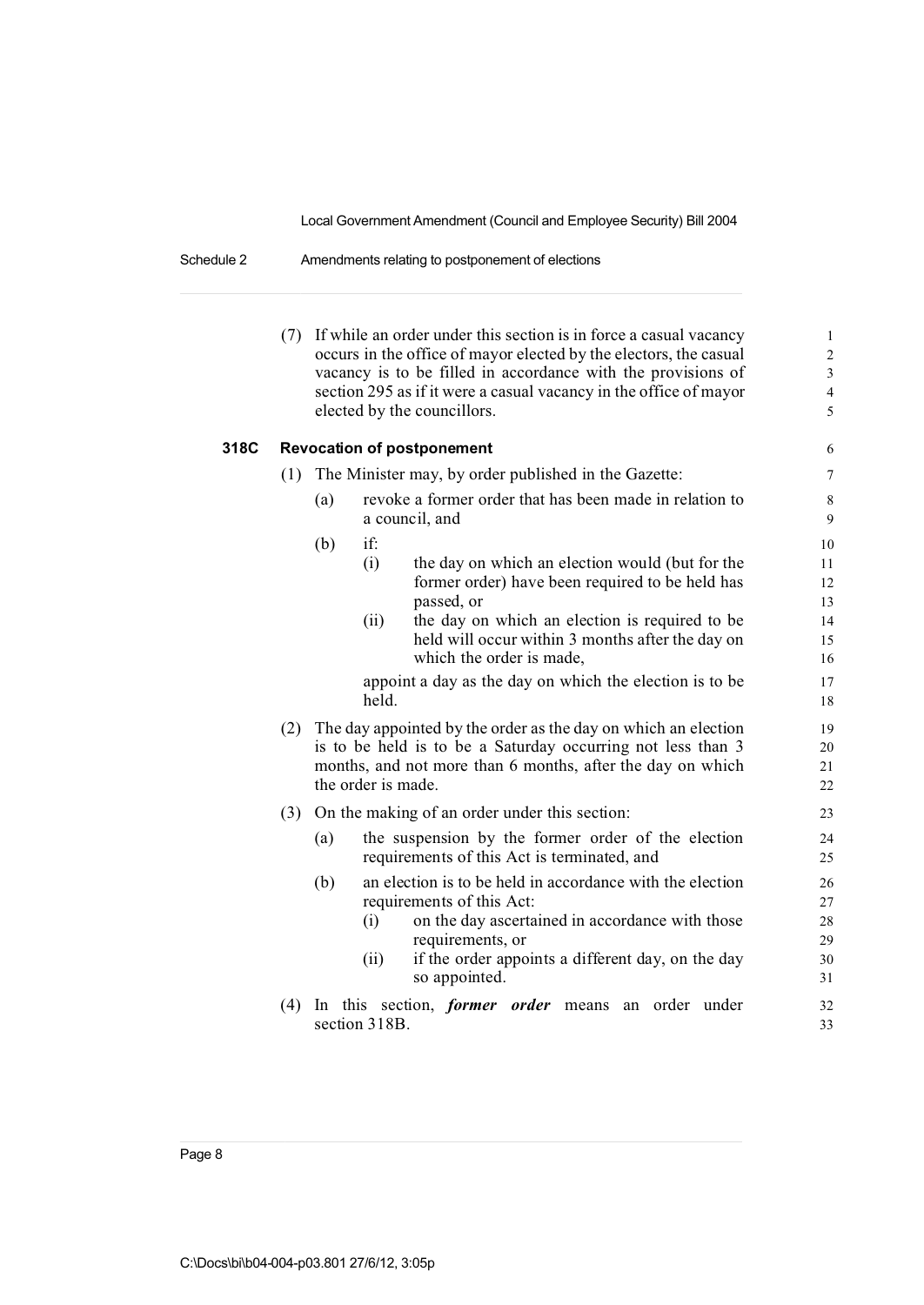(7) If while an order under this section is in force a casual vacancy occurs in the office of mayor elected by the electors, the casual vacancy is to be filled in accordance with the provisions of section 295 as if it were a casual vacancy in the office of mayor elected by the councillors.

### 318C Revocation of postponement

(1) The Minister may, by order published in the Gazette:

- (a) revoke a former order that has been made in relation to a council, and
- (b) if:
  - (i) the day on which an election would (but for the former order) have been required to be held has passed, or
  - (ii) the day on which an election is required to be held will occur within 3 months after the day on which the order is made,

  appoint a day as the day on which the election is to be held.

(2) The day appointed by the order as the day on which an election is to be held is to be a Saturday occurring not less than 3 months, and not more than 6 months, after the day on which the order is made.

(3) On the making of an order under this section:

- (a) the suspension by the former order of the election requirements of this Act is terminated, and
- (b) an election is to be held in accordance with the election requirements of this Act:
  - (i) on the day ascertained in accordance with those requirements, or
  - (ii) if the order appoints a different day, on the day so appointed.

(4) In this section, ***former order*** means an order under section 318B.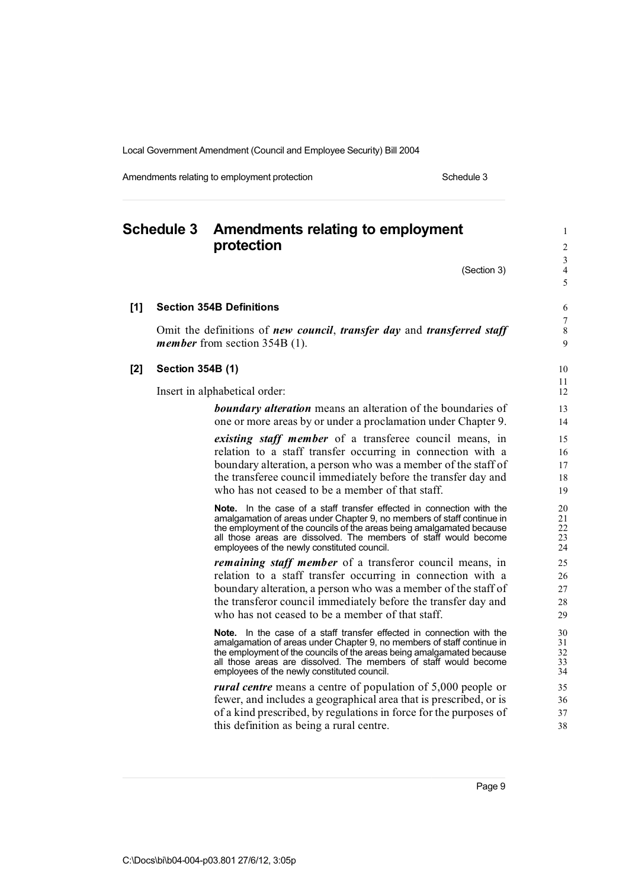# Schedule 3 Amendments relating to employment protection

(Section 3)

### [1] Section 354B Definitions

Omit the definitions of ***new council***, ***transfer day*** and ***transferred staff member*** from section 354B (1).

### [2] Section 354B (1)

Insert in alphabetical order:

> ***boundary alteration*** means an alteration of the boundaries of one or more areas by or under a proclamation under Chapter 9.
>
> ***existing staff member*** of a transferee council means, in relation to a staff transfer occurring in connection with a boundary alteration, a person who was a member of the staff of the transferee council immediately before the transfer day and who has not ceased to be a member of that staff.
>
> **Note.** In the case of a staff transfer effected in connection with the amalgamation of areas under Chapter 9, no members of staff continue in the employment of the councils of the areas being amalgamated because all those areas are dissolved. The members of staff would become employees of the newly constituted council.
>
> ***remaining staff member*** of a transferor council means, in relation to a staff transfer occurring in connection with a boundary alteration, a person who was a member of the staff of the transferor council immediately before the transfer day and who has not ceased to be a member of that staff.
>
> **Note.** In the case of a staff transfer effected in connection with the amalgamation of areas under Chapter 9, no members of staff continue in the employment of the councils of the areas being amalgamated because all those areas are dissolved. The members of staff would become employees of the newly constituted council.
>
> ***rural centre*** means a centre of population of 5,000 people or fewer, and includes a geographical area that is prescribed, or is of a kind prescribed, by regulations in force for the purposes of this definition as being a rural centre.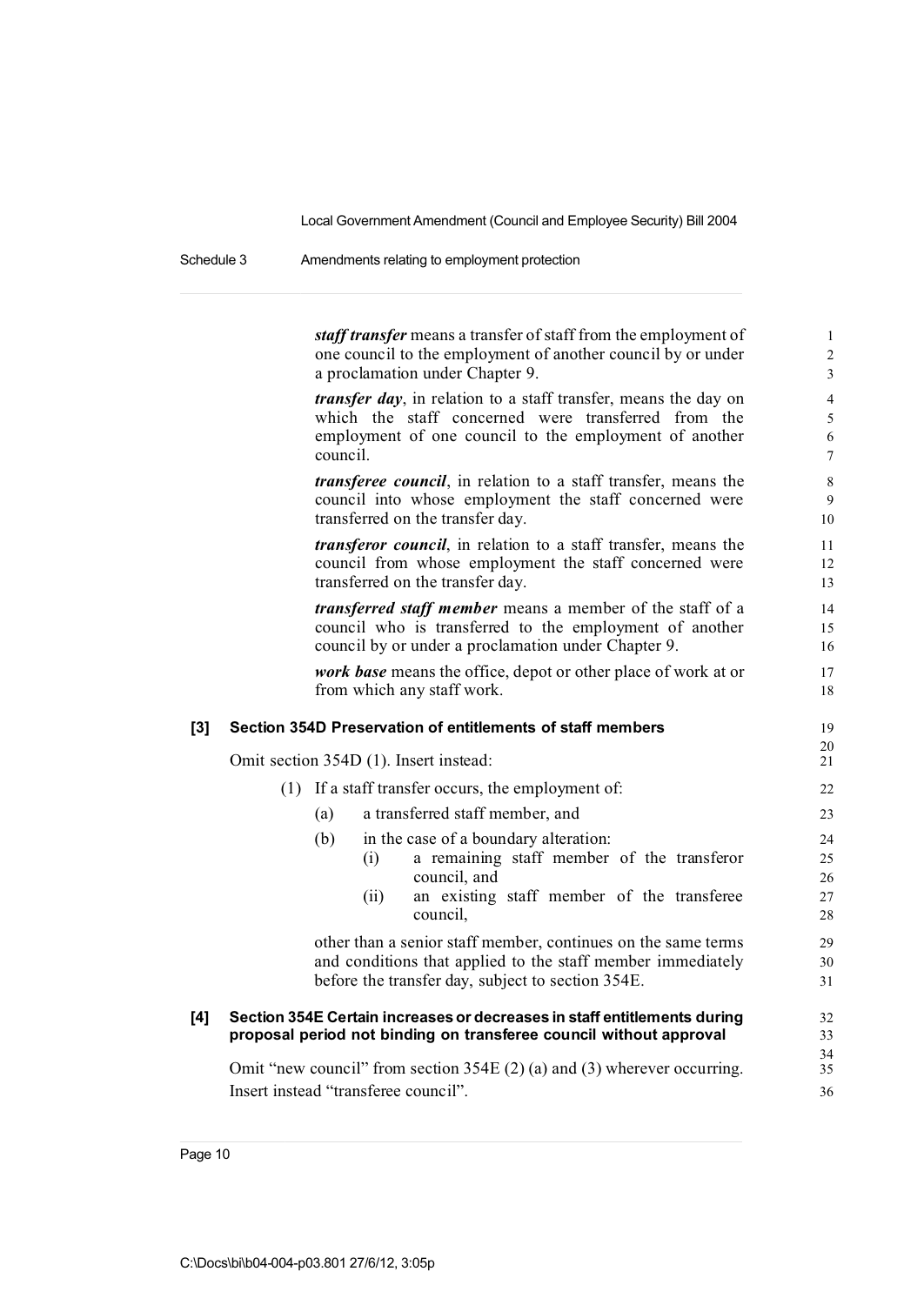***staff transfer*** means a transfer of staff from the employment of one council to the employment of another council by or under a proclamation under Chapter 9.

***transfer day***, in relation to a staff transfer, means the day on which the staff concerned were transferred from the employment of one council to the employment of another council.

***transferee council***, in relation to a staff transfer, means the council into whose employment the staff concerned were transferred on the transfer day.

***transferor council***, in relation to a staff transfer, means the council from whose employment the staff concerned were transferred on the transfer day.

***transferred staff member*** means a member of the staff of a council who is transferred to the employment of another council by or under a proclamation under Chapter 9.

***work base*** means the office, depot or other place of work at or from which any staff work.

**[3] Section 354D Preservation of entitlements of staff members**

Omit section 354D (1). Insert instead:

(1) If a staff transfer occurs, the employment of:

(a) a transferred staff member, and

(b) in the case of a boundary alteration:

(i) a remaining staff member of the transferor council, and

(ii) an existing staff member of the transferee council,

other than a senior staff member, continues on the same terms and conditions that applied to the staff member immediately before the transfer day, subject to section 354E.

**[4] Section 354E Certain increases or decreases in staff entitlements during proposal period not binding on transferee council without approval**

Omit "new council" from section 354E (2) (a) and (3) wherever occurring. Insert instead "transferee council".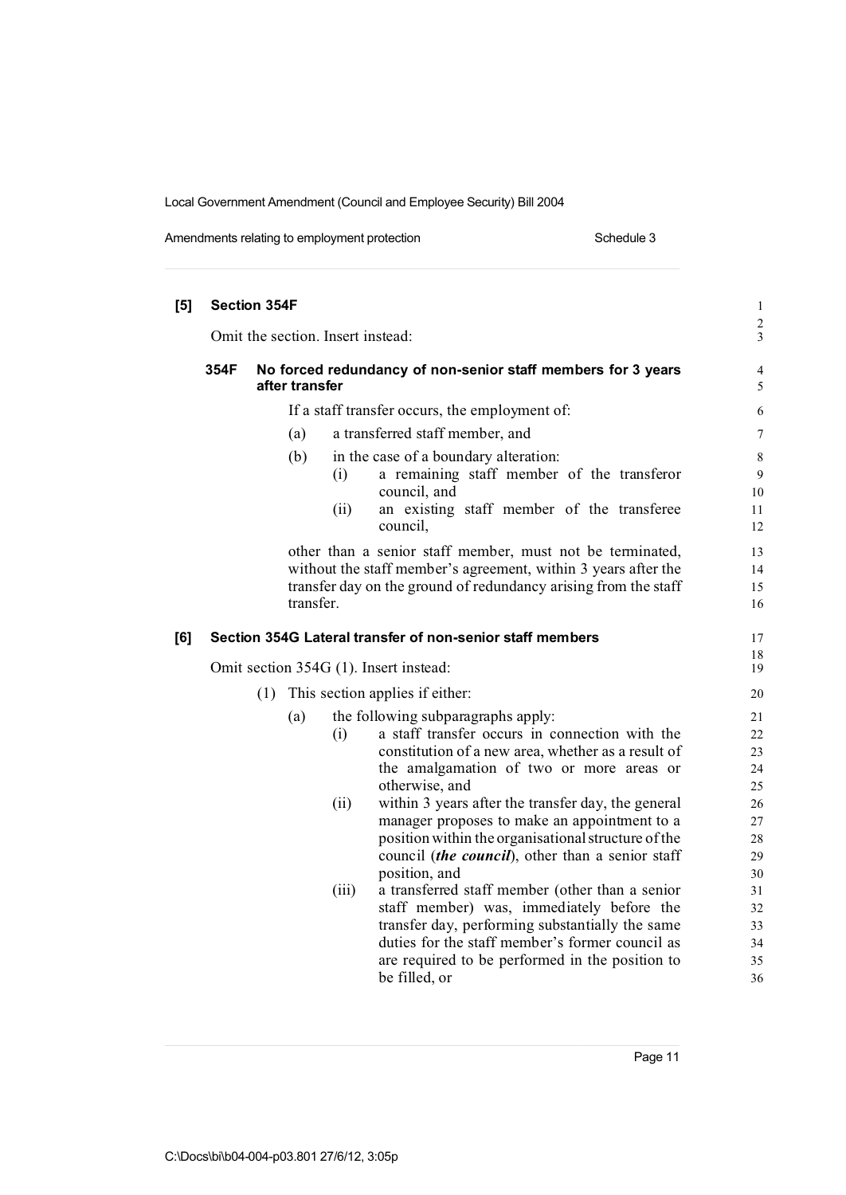**[5] Section 354F**

Omit the section. Insert instead:

**354F No forced redundancy of non-senior staff members for 3 years after transfer**

If a staff transfer occurs, the employment of:

(a) a transferred staff member, and

(b) in the case of a boundary alteration:

(i) a remaining staff member of the transferor council, and

(ii) an existing staff member of the transferee council,

other than a senior staff member, must not be terminated, without the staff member's agreement, within 3 years after the transfer day on the ground of redundancy arising from the staff transfer.

**[6] Section 354G Lateral transfer of non-senior staff members**

Omit section 354G (1). Insert instead:

(1) This section applies if either:

(a) the following subparagraphs apply:

(i) a staff transfer occurs in connection with the constitution of a new area, whether as a result of the amalgamation of two or more areas or otherwise, and

(ii) within 3 years after the transfer day, the general manager proposes to make an appointment to a position within the organisational structure of the council (***the council***), other than a senior staff position, and

(iii) a transferred staff member (other than a senior staff member) was, immediately before the transfer day, performing substantially the same duties for the staff member's former council as are required to be performed in the position to be filled, or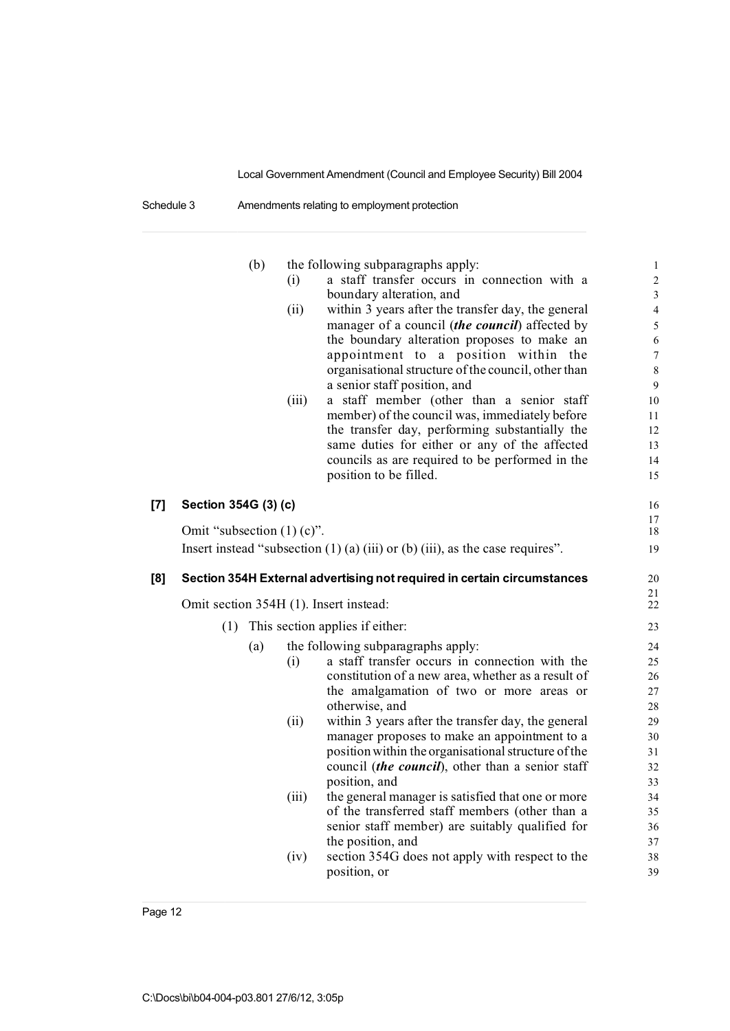(b) the following subparagraphs apply:

(i) a staff transfer occurs in connection with a boundary alteration, and

(ii) within 3 years after the transfer day, the general manager of a council (***the council***) affected by the boundary alteration proposes to make an appointment to a position within the organisational structure of the council, other than a senior staff position, and

(iii) a staff member (other than a senior staff member) of the council was, immediately before the transfer day, performing substantially the same duties for either or any of the affected councils as are required to be performed in the position to be filled.

**[7] Section 354G (3) (c)**

Omit "subsection (1) (c)".

Insert instead "subsection (1) (a) (iii) or (b) (iii), as the case requires".

**[8] Section 354H External advertising not required in certain circumstances**

Omit section 354H (1). Insert instead:

(1) This section applies if either:

(a) the following subparagraphs apply:

(i) a staff transfer occurs in connection with the constitution of a new area, whether as a result of the amalgamation of two or more areas or otherwise, and

(ii) within 3 years after the transfer day, the general manager proposes to make an appointment to a position within the organisational structure of the council (***the council***), other than a senior staff position, and

(iii) the general manager is satisfied that one or more of the transferred staff members (other than a senior staff member) are suitably qualified for the position, and

(iv) section 354G does not apply with respect to the position, or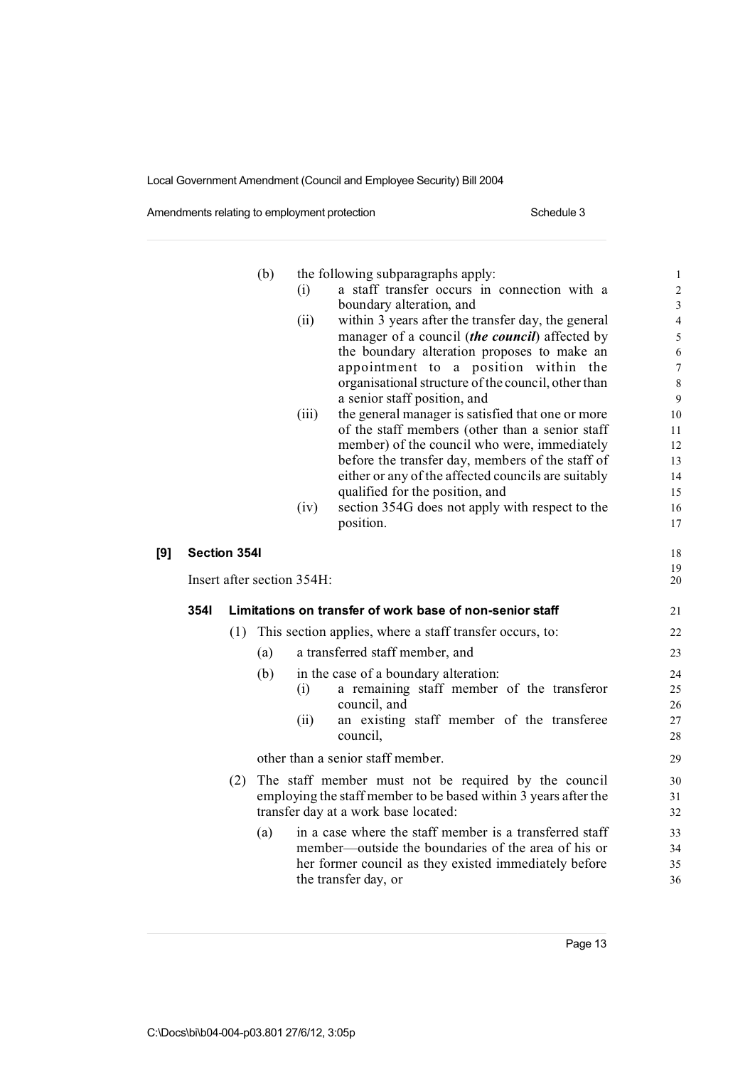(b) the following subparagraphs apply:

(i) a staff transfer occurs in connection with a boundary alteration, and

(ii) within 3 years after the transfer day, the general manager of a council (***the council***) affected by the boundary alteration proposes to make an appointment to a position within the organisational structure of the council, other than a senior staff position, and

(iii) the general manager is satisfied that one or more of the staff members (other than a senior staff member) of the council who were, immediately before the transfer day, members of the staff of either or any of the affected councils are suitably qualified for the position, and

(iv) section 354G does not apply with respect to the position.

**[9] Section 354I**

Insert after section 354H:

**354I Limitations on transfer of work base of non-senior staff**

(1) This section applies, where a staff transfer occurs, to:

(a) a transferred staff member, and

(b) in the case of a boundary alteration:

(i) a remaining staff member of the transferor council, and

(ii) an existing staff member of the transferee council,

other than a senior staff member.

(2) The staff member must not be required by the council employing the staff member to be based within 3 years after the transfer day at a work base located:

(a) in a case where the staff member is a transferred staff member—outside the boundaries of the area of his or her former council as they existed immediately before the transfer day, or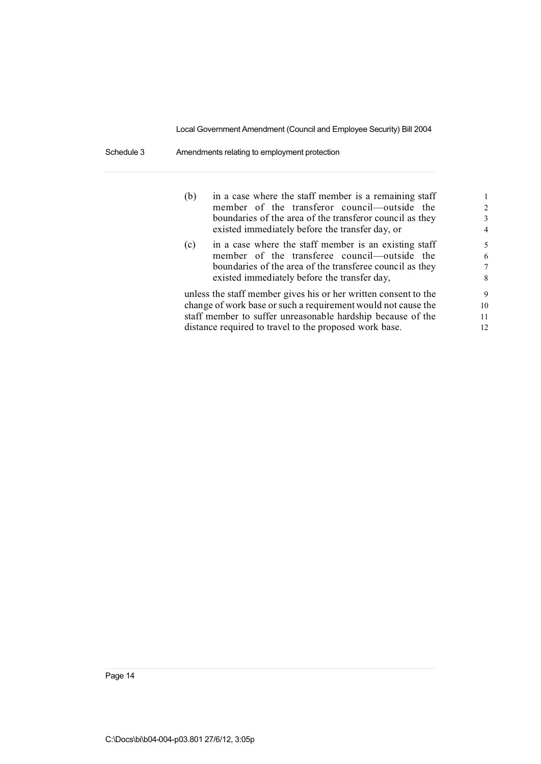(b) in a case where the staff member is a remaining staff member of the transferor council—outside the boundaries of the area of the transferor council as they existed immediately before the transfer day, or

(c) in a case where the staff member is an existing staff member of the transferee council—outside the boundaries of the area of the transferee council as they existed immediately before the transfer day,

unless the staff member gives his or her written consent to the change of work base or such a requirement would not cause the staff member to suffer unreasonable hardship because of the distance required to travel to the proposed work base.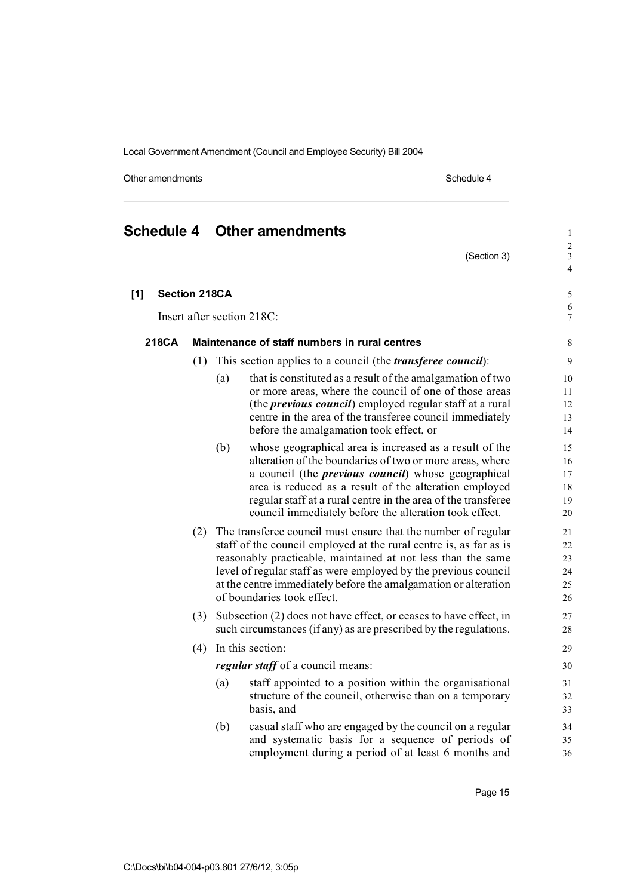# Schedule 4 Other amendments

(Section 3)

## [1] Section 218CA

Insert after section 218C:

### 218CA Maintenance of staff numbers in rural centres

(1) This section applies to a council (the ***transferee council***):

(a) that is constituted as a result of the amalgamation of two or more areas, where the council of one of those areas (the ***previous council***) employed regular staff at a rural centre in the area of the transferee council immediately before the amalgamation took effect, or

(b) whose geographical area is increased as a result of the alteration of the boundaries of two or more areas, where a council (the ***previous council***) whose geographical area is reduced as a result of the alteration employed regular staff at a rural centre in the area of the transferee council immediately before the alteration took effect.

(2) The transferee council must ensure that the number of regular staff of the council employed at the rural centre is, as far as is reasonably practicable, maintained at not less than the same level of regular staff as were employed by the previous council at the centre immediately before the amalgamation or alteration of boundaries took effect.

(3) Subsection (2) does not have effect, or ceases to have effect, in such circumstances (if any) as are prescribed by the regulations.

(4) In this section:

***regular staff*** of a council means:

(a) staff appointed to a position within the organisational structure of the council, otherwise than on a temporary basis, and

(b) casual staff who are engaged by the council on a regular and systematic basis for a sequence of periods of employment during a period of at least 6 months and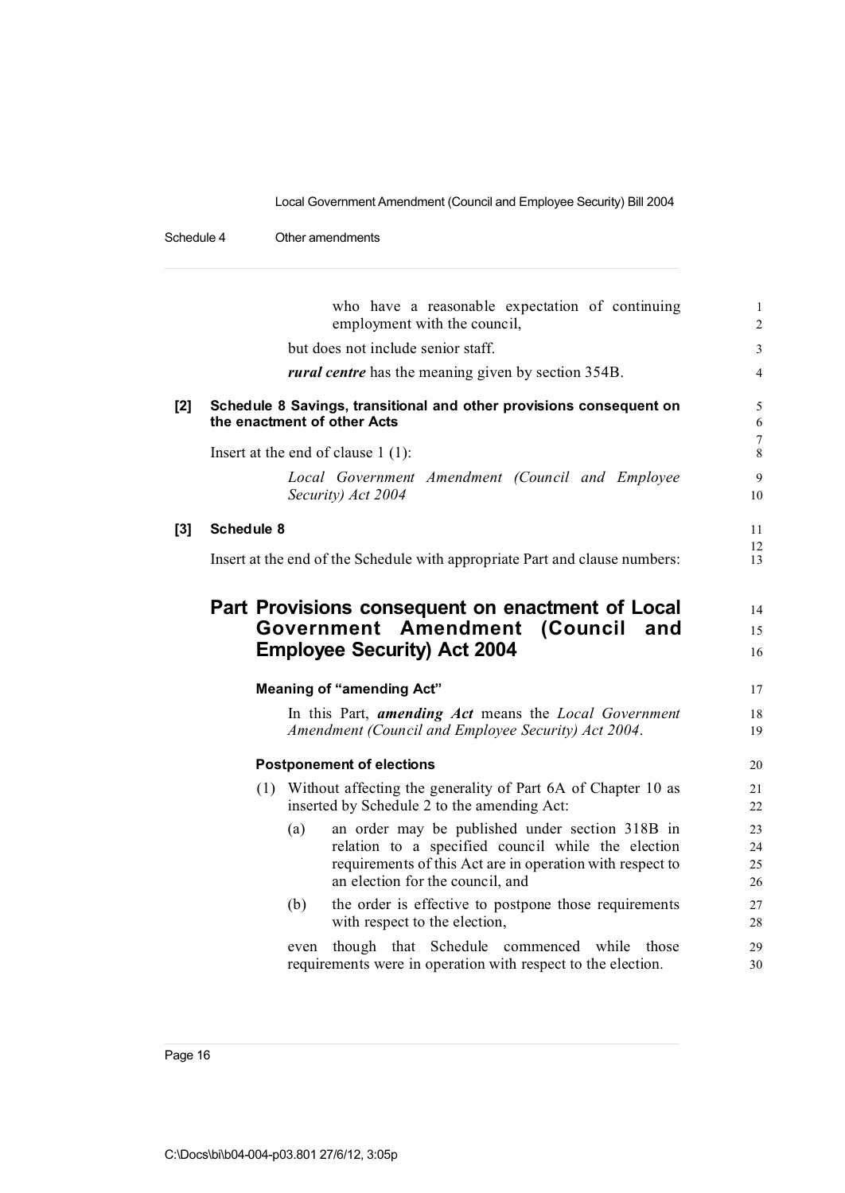who have a reasonable expectation of continuing employment with the council,

but does not include senior staff.

***rural centre*** has the meaning given by section 354B.

**[2] Schedule 8 Savings, transitional and other provisions consequent on the enactment of other Acts**

Insert at the end of clause 1 (1):

*Local Government Amendment (Council and Employee Security) Act 2004*

**[3] Schedule 8**

Insert at the end of the Schedule with appropriate Part and clause numbers:

## Part Provisions consequent on enactment of Local Government Amendment (Council and Employee Security) Act 2004

### Meaning of "amending Act"

In this Part, ***amending Act*** means the *Local Government Amendment (Council and Employee Security) Act 2004*.

### Postponement of elections

(1) Without affecting the generality of Part 6A of Chapter 10 as inserted by Schedule 2 to the amending Act:

(a) an order may be published under section 318B in relation to a specified council while the election requirements of this Act are in operation with respect to an election for the council, and

(b) the order is effective to postpone those requirements with respect to the election,

even though that Schedule commenced while those requirements were in operation with respect to the election.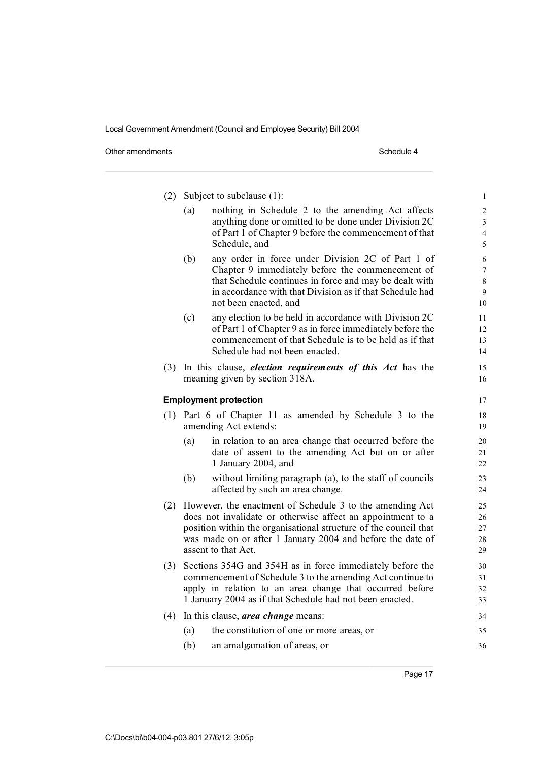(2) Subject to subclause (1):

- (a) nothing in Schedule 2 to the amending Act affects anything done or omitted to be done under Division 2C of Part 1 of Chapter 9 before the commencement of that Schedule, and
- (b) any order in force under Division 2C of Part 1 of Chapter 9 immediately before the commencement of that Schedule continues in force and may be dealt with in accordance with that Division as if that Schedule had not been enacted, and
- (c) any election to be held in accordance with Division 2C of Part 1 of Chapter 9 as in force immediately before the commencement of that Schedule is to be held as if that Schedule had not been enacted.

(3) In this clause, ***election requirements of this Act*** has the meaning given by section 318A.

**Employment protection**

(1) Part 6 of Chapter 11 as amended by Schedule 3 to the amending Act extends:

- (a) in relation to an area change that occurred before the date of assent to the amending Act but on or after 1 January 2004, and
- (b) without limiting paragraph (a), to the staff of councils affected by such an area change.

(2) However, the enactment of Schedule 3 to the amending Act does not invalidate or otherwise affect an appointment to a position within the organisational structure of the council that was made on or after 1 January 2004 and before the date of assent to that Act.

(3) Sections 354G and 354H as in force immediately before the commencement of Schedule 3 to the amending Act continue to apply in relation to an area change that occurred before 1 January 2004 as if that Schedule had not been enacted.

(4) In this clause, ***area change*** means:

- (a) the constitution of one or more areas, or
- (b) an amalgamation of areas, or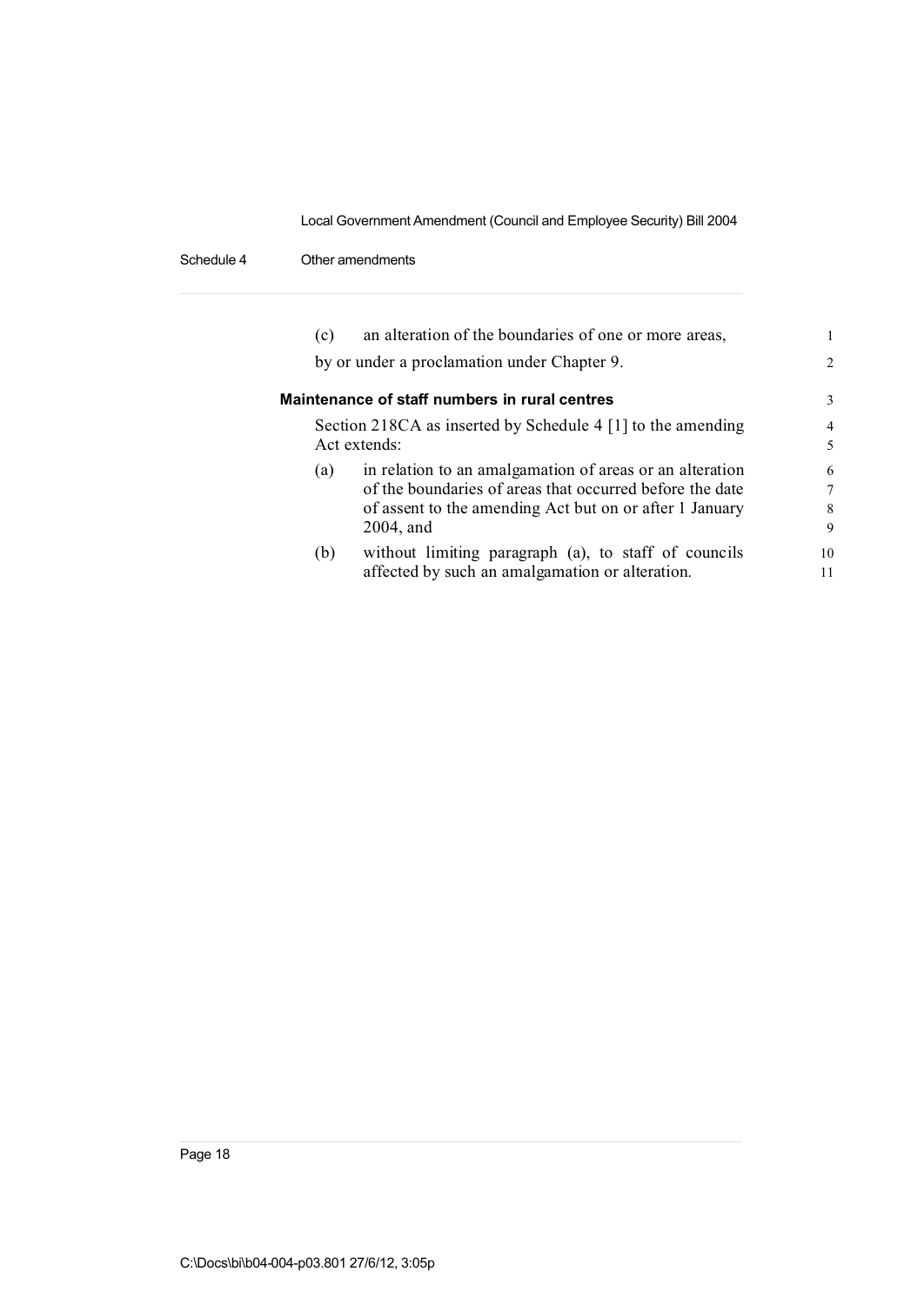(c) an alteration of the boundaries of one or more areas,

by or under a proclamation under Chapter 9.

**Maintenance of staff numbers in rural centres**

Section 218CA as inserted by Schedule 4 [1] to the amending Act extends:

(a) in relation to an amalgamation of areas or an alteration of the boundaries of areas that occurred before the date of assent to the amending Act but on or after 1 January 2004, and

(b) without limiting paragraph (a), to staff of councils affected by such an amalgamation or alteration.